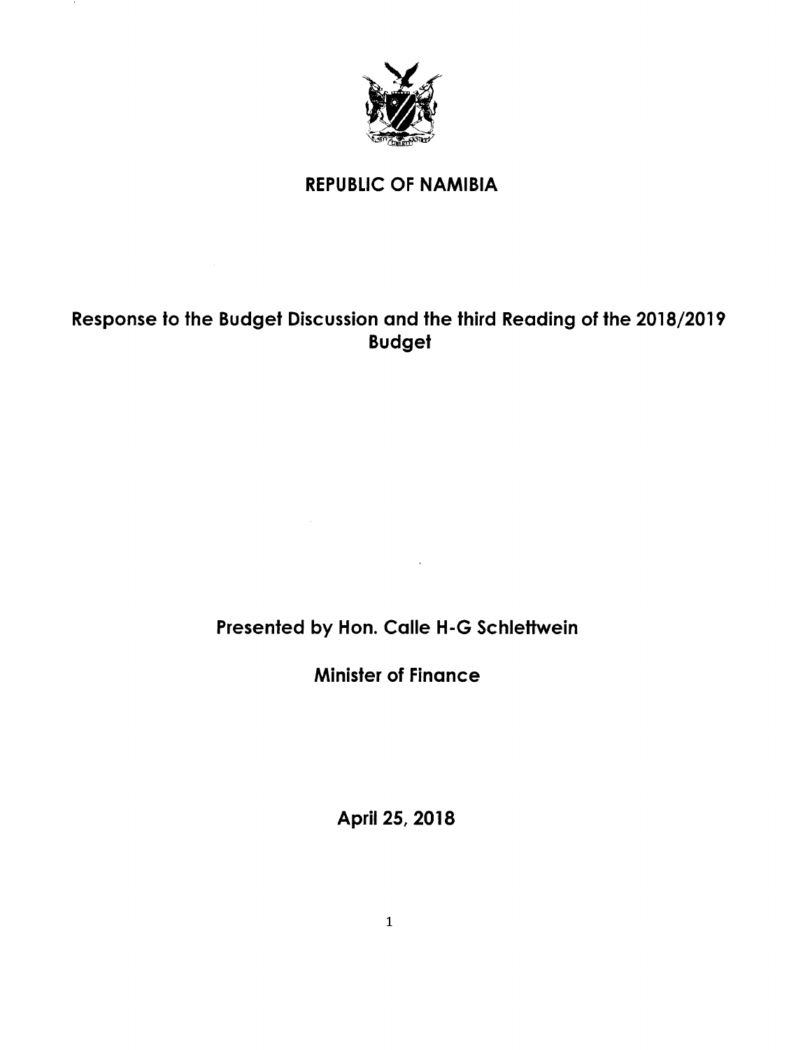# REPUBLIC OF NAMIBIA

## Response to the Budget Discussion and the third Reading of the 2018/2019 Budget

**Presented by Hon. Calle H-G Schlettwein**

**Minister of Finance**

**April 25, 2018**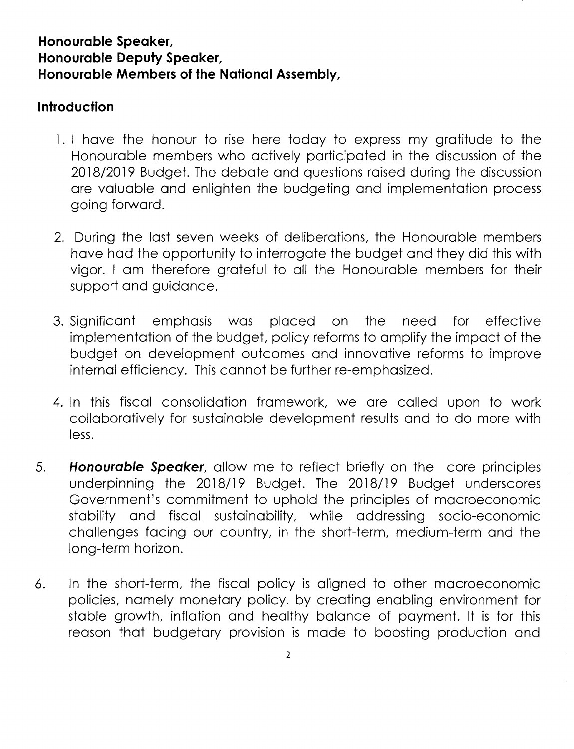**Honourable Speaker,**
**Honourable Deputy Speaker,**
**Honourable Members of the National Assembly,**

## Introduction

1. I have the honour to rise here today to express my gratitude to the Honourable members who actively participated in the discussion of the 2018/2019 Budget. The debate and questions raised during the discussion are valuable and enlighten the budgeting and implementation process going forward.

2. During the last seven weeks of deliberations, the Honourable members have had the opportunity to interrogate the budget and they did this with vigor. I am therefore grateful to all the Honourable members for their support and guidance.

3. Significant emphasis was placed on the need for effective implementation of the budget, policy reforms to amplify the impact of the budget on development outcomes and innovative reforms to improve internal efficiency. This cannot be further re-emphasized.

4. In this fiscal consolidation framework, we are called upon to work collaboratively for sustainable development results and to do more with less.

5. ***Honourable Speaker***, allow me to reflect briefly on the core principles underpinning the 2018/19 Budget. The 2018/19 Budget underscores Government's commitment to uphold the principles of macroeconomic stability and fiscal sustainability, while addressing socio-economic challenges facing our country, in the short-term, medium-term and the long-term horizon.

6. In the short-term, the fiscal policy is aligned to other macroeconomic policies, namely monetary policy, by creating enabling environment for stable growth, inflation and healthy balance of payment. It is for this reason that budgetary provision is made to boosting production and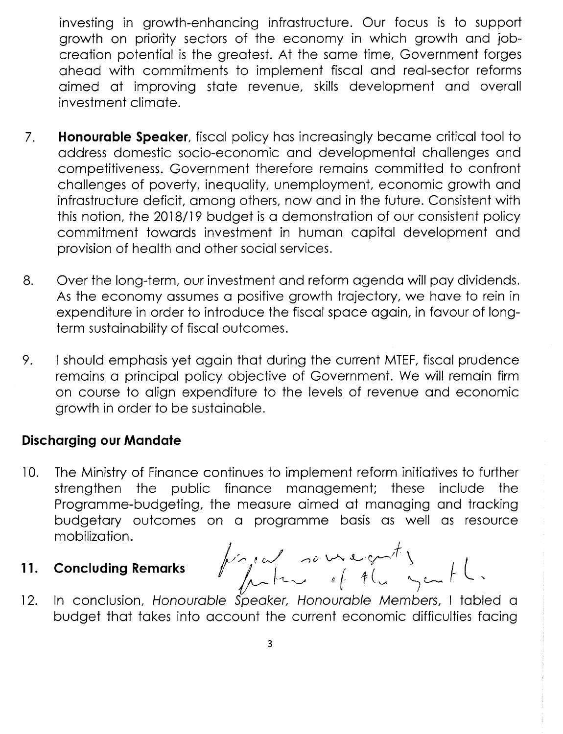investing in growth-enhancing infrastructure. Our focus is to support growth on priority sectors of the economy in which growth and job-creation potential is the greatest. At the same time, Government forges ahead with commitments to implement fiscal and real-sector reforms aimed at improving state revenue, skills development and overall investment climate.

7. **Honourable Speaker**, fiscal policy has increasingly became critical tool to address domestic socio-economic and developmental challenges and competitiveness. Government therefore remains committed to confront challenges of poverty, inequality, unemployment, economic growth and infrastructure deficit, among others, now and in the future. Consistent with this notion, the 2018/19 budget is a demonstration of our consistent policy commitment towards investment in human capital development and provision of health and other social services.

8. Over the long-term, our investment and reform agenda will pay dividends. As the economy assumes a positive growth trajectory, we have to rein in expenditure in order to introduce the fiscal space again, in favour of long-term sustainability of fiscal outcomes.

9. I should emphasis yet again that during the current MTEF, fiscal prudence remains a principal policy objective of Government. We will remain firm on course to align expenditure to the levels of revenue and economic growth in order to be sustainable.

## Discharging our Mandate

10. The Ministry of Finance continues to implement reform initiatives to further strengthen the public finance management; these include the Programme-budgeting, the measure aimed at managing and tracking budgetary outcomes on a programme basis as well as resource mobilization.

11. **Concluding Remarks** fiscal sovereignty future of the youth.

12. In conclusion, *Honourable Speaker, Honourable Members*, I tabled a budget that takes into account the current economic difficulties facing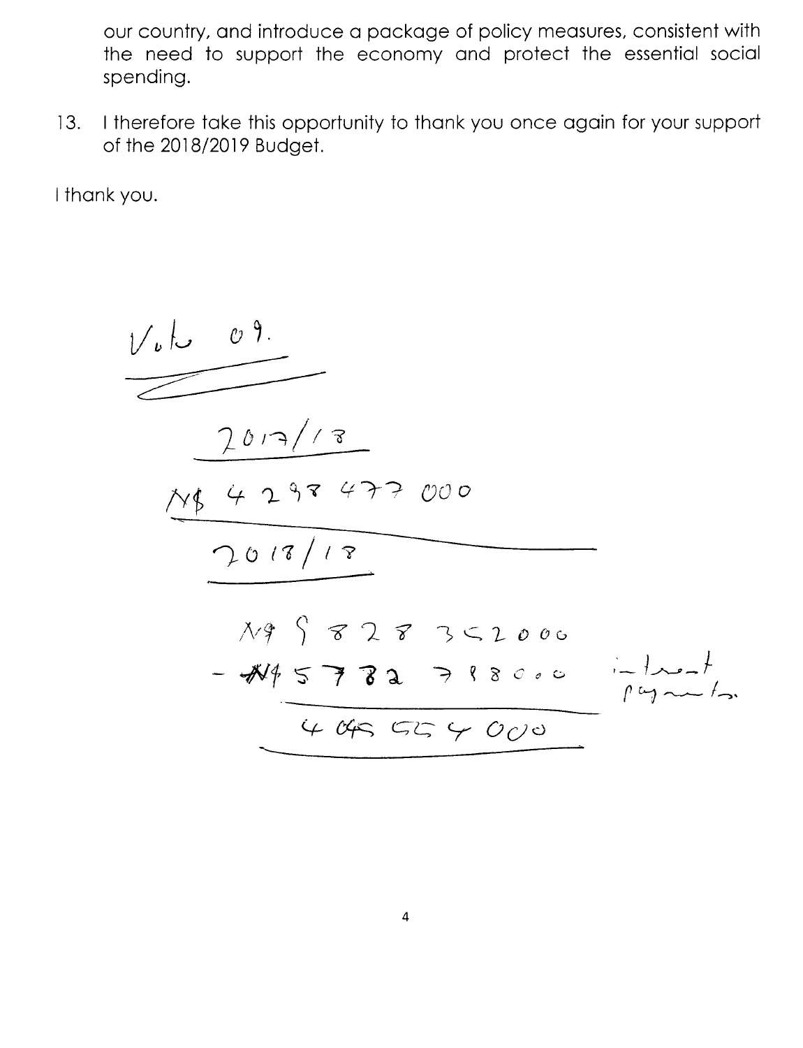our country, and introduce a package of policy measures, consistent with the need to support the economy and protect the essential social spending.

13. I therefore take this opportunity to thank you once again for your support of the 2018/2019 Budget.

I thank you.

Vote 09.

2017/18

N$ 4 298 477 000

2018/18

N$ 9 828 352 000

− N$ 5 782 798 000 interest payments.

4 045 554 000